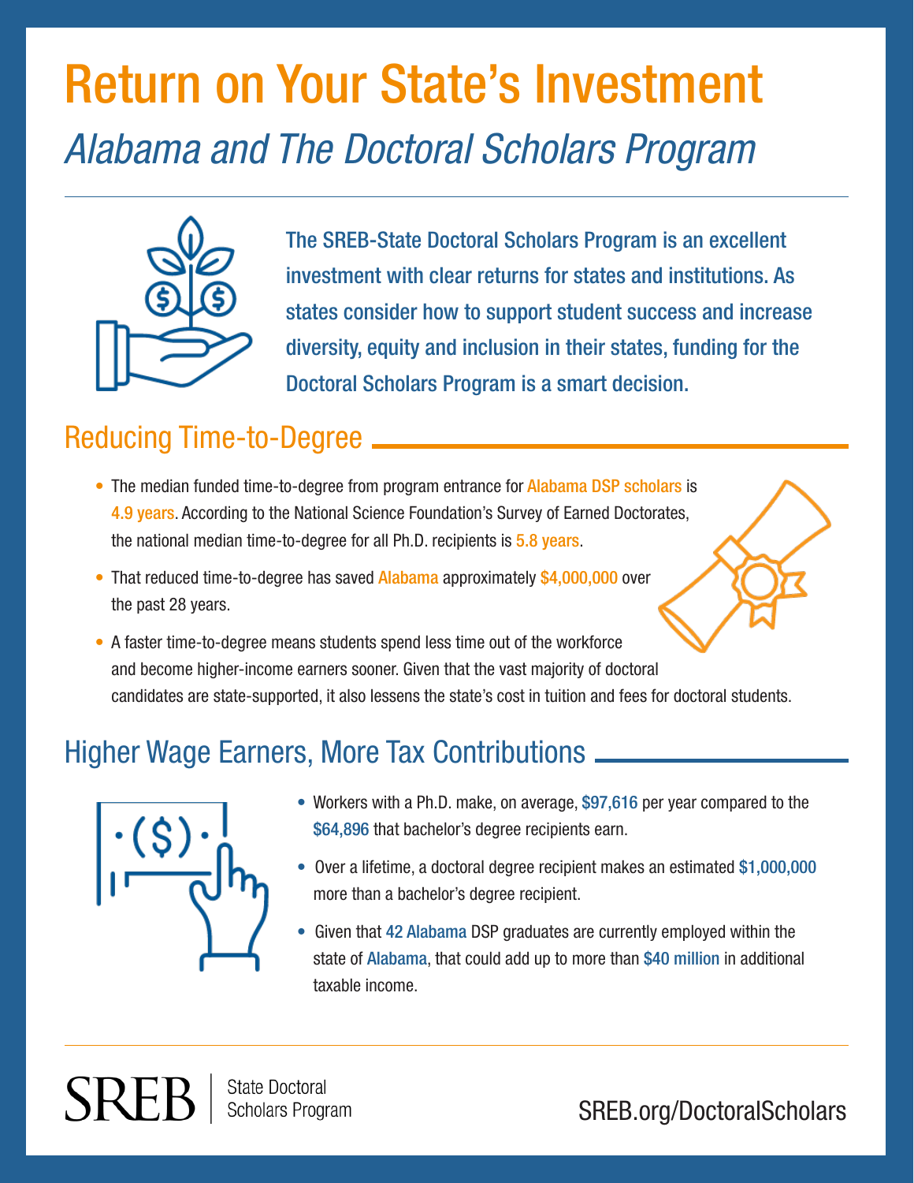# Return on Your State's Investment

## *Alabama and The Doctoral Scholars Program*

**The SREB-State Doctoral Scholars Program is an excellent investment with clear returns for states and institutions. As states consider how to support student success and increase diversity, equity and inclusion in their states, funding for the Doctoral Scholars Program is a smart decision.**

## Reducing Time-to-Degree

- The median funded time-to-degree from program entrance for Alabama DSP scholars is 4.9 years. According to the National Science Foundation's Survey of Earned Doctorates, the national median time-to-degree for all Ph.D. recipients is 5.8 years.
- That reduced time-to-degree has saved Alabama approximately $4,000,000 over the past 28 years.
- A faster time-to-degree means students spend less time out of the workforce and become higher-income earners sooner. Given that the vast majority of doctoral candidates are state-supported, it also lessens the state's cost in tuition and fees for doctoral students.

## Higher Wage Earners, More Tax Contributions

- Workers with a Ph.D. make, on average, $97,616 per year compared to the $64,896 that bachelor's degree recipients earn.
- Over a lifetime, a doctoral degree recipient makes an estimated $1,000,000 more than a bachelor's degree recipient.
- Given that 42 Alabama DSP graduates are currently employed within the state of Alabama, that could add up to more than $40 million in additional taxable income.

SREB | State Doctoral Scholars Program

SREB.org/DoctoralScholars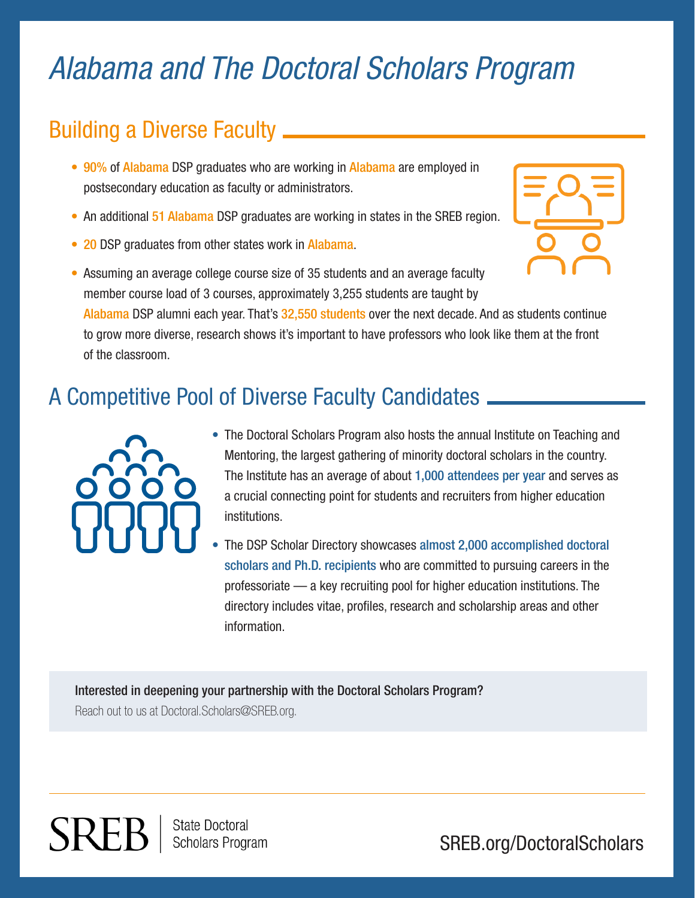# Alabama and The Doctoral Scholars Program

## Building a Diverse Faculty

- 90% of Alabama DSP graduates who are working in Alabama are employed in postsecondary education as faculty or administrators.
- An additional 51 Alabama DSP graduates are working in states in the SREB region.
- 20 DSP graduates from other states work in Alabama.
- Assuming an average college course size of 35 students and an average faculty member course load of 3 courses, approximately 3,255 students are taught by Alabama DSP alumni each year. That's 32,550 students over the next decade. And as students continue to grow more diverse, research shows it's important to have professors who look like them at the front of the classroom.

## A Competitive Pool of Diverse Faculty Candidates

- The Doctoral Scholars Program also hosts the annual Institute on Teaching and Mentoring, the largest gathering of minority doctoral scholars in the country. The Institute has an average of about 1,000 attendees per year and serves as a crucial connecting point for students and recruiters from higher education institutions.
- The DSP Scholar Directory showcases almost 2,000 accomplished doctoral scholars and Ph.D. recipients who are committed to pursuing careers in the professoriate — a key recruiting pool for higher education institutions. The directory includes vitae, profiles, research and scholarship areas and other information.

**Interested in deepening your partnership with the Doctoral Scholars Program?**

Reach out to us at Doctoral.Scholars@SREB.org.

SREB | State Doctoral Scholars Program

SREB.org/DoctoralScholars